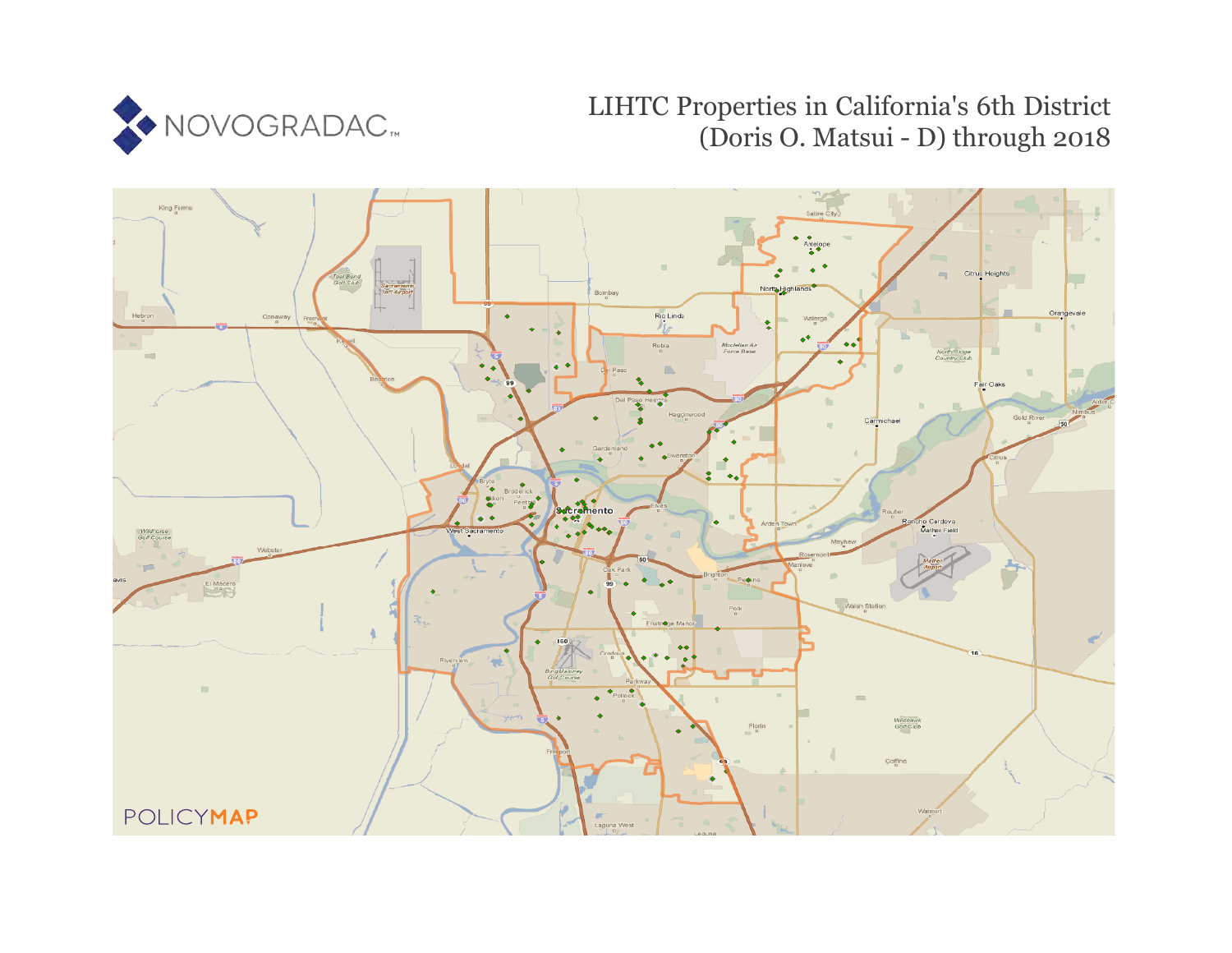NOVOGRADAC

# LIHTC Properties in California's 6th District (Doris O. Matsui - D) through 2018

POLICYMAP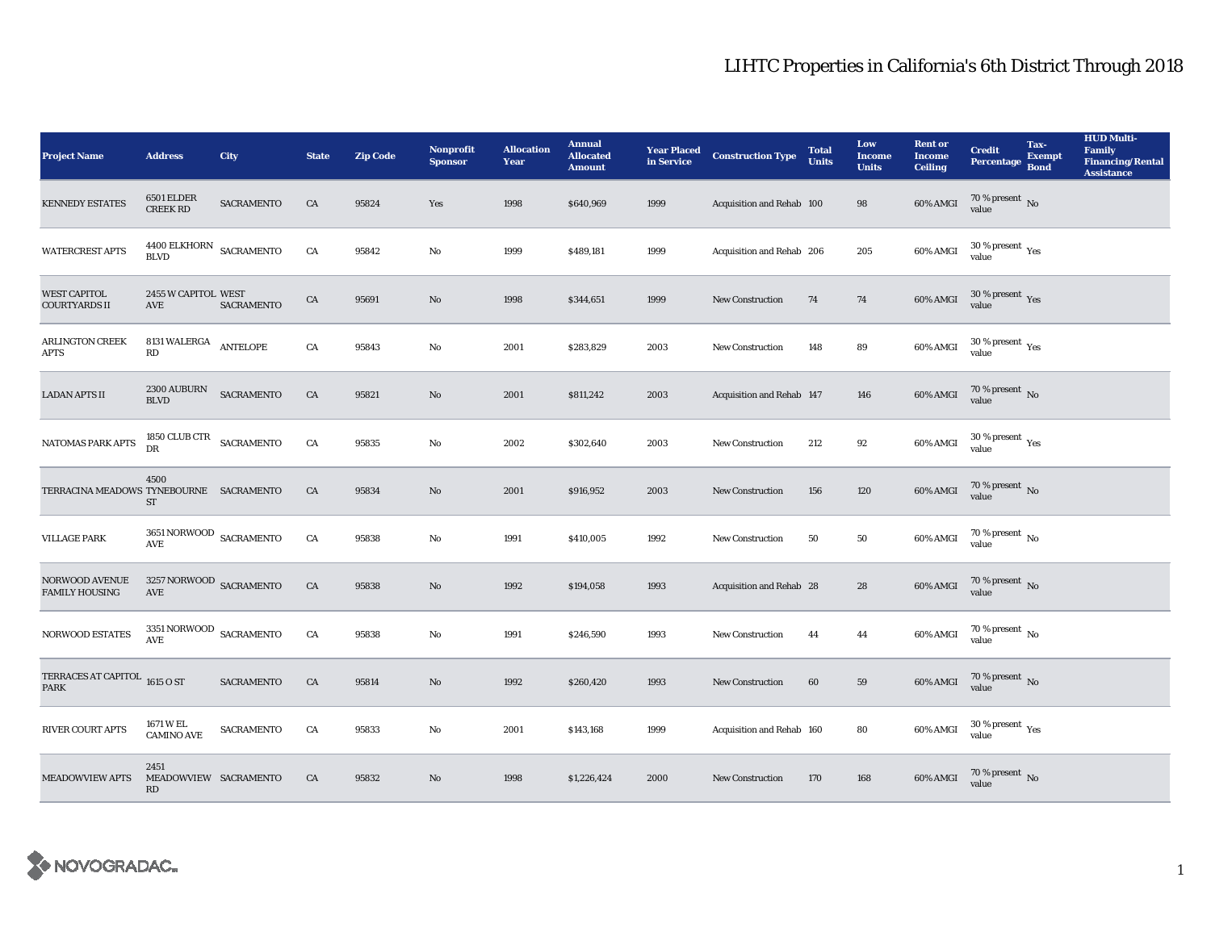# LIHTC Properties in California's 6th District Through 2018

| Project Name | Address | City | State | Zip Code | Nonprofit Sponsor | Allocation Year | Annual Allocated Amount | Year Placed in Service | Construction Type | Total Units | Low Income Units | Rent or Income Ceiling | Credit Percentage | Tax-Exempt Bond | HUD Multi-Family Financing/Rental Assistance |
|---|---|---|---|---|---|---|---|---|---|---|---|---|---|---|---|
| KENNEDY ESTATES | 6501 ELDER CREEK RD | SACRAMENTO | CA | 95824 | Yes | 1998 | $640,969 | 1999 | Acquisition and Rehab | 100 | 98 | 60% AMGI | 70 % present value | No | |
| WATERCREST APTS | 4400 ELKHORN BLVD | SACRAMENTO | CA | 95842 | No | 1999 | $489,181 | 1999 | Acquisition and Rehab | 206 | 205 | 60% AMGI | 30 % present value | Yes | |
| WEST CAPITOL COURTYARDS II | 2455 W CAPITOL AVE | WEST SACRAMENTO | CA | 95691 | No | 1998 | $344,651 | 1999 | New Construction | 74 | 74 | 60% AMGI | 30 % present value | Yes | |
| ARLINGTON CREEK APTS | 8131 WALERGA RD | ANTELOPE | CA | 95843 | No | 2001 | $283,829 | 2003 | New Construction | 148 | 89 | 60% AMGI | 30 % present value | Yes | |
| LADAN APTS II | 2300 AUBURN BLVD | SACRAMENTO | CA | 95821 | No | 2001 | $811,242 | 2003 | Acquisition and Rehab | 147 | 146 | 60% AMGI | 70 % present value | No | |
| NATOMAS PARK APTS | 1850 CLUB CTR DR | SACRAMENTO | CA | 95835 | No | 2002 | $302,640 | 2003 | New Construction | 212 | 92 | 60% AMGI | 30 % present value | Yes | |
| TERRACINA MEADOWS | 4500 TYNEBOURNE ST | SACRAMENTO | CA | 95834 | No | 2001 | $916,952 | 2003 | New Construction | 156 | 120 | 60% AMGI | 70 % present value | No | |
| VILLAGE PARK | 3651 NORWOOD AVE | SACRAMENTO | CA | 95838 | No | 1991 | $410,005 | 1992 | New Construction | 50 | 50 | 60% AMGI | 70 % present value | No | |
| NORWOOD AVENUE FAMILY HOUSING | 3257 NORWOOD AVE | SACRAMENTO | CA | 95838 | No | 1992 | $194,058 | 1993 | Acquisition and Rehab | 28 | 28 | 60% AMGI | 70 % present value | No | |
| NORWOOD ESTATES | 3351 NORWOOD AVE | SACRAMENTO | CA | 95838 | No | 1991 | $246,590 | 1993 | New Construction | 44 | 44 | 60% AMGI | 70 % present value | No | |
| TERRACES AT CAPITOL PARK | 1615 O ST | SACRAMENTO | CA | 95814 | No | 1992 | $260,420 | 1993 | New Construction | 60 | 59 | 60% AMGI | 70 % present value | No | |
| RIVER COURT APTS | 1671 W EL CAMINO AVE | SACRAMENTO | CA | 95833 | No | 2001 | $143,168 | 1999 | Acquisition and Rehab | 160 | 80 | 60% AMGI | 30 % present value | Yes | |
| MEADOWVIEW APTS | 2451 MEADOWVIEW RD | SACRAMENTO | CA | 95832 | No | 1998 | $1,226,424 | 2000 | New Construction | 170 | 168 | 60% AMGI | 70 % present value | No | |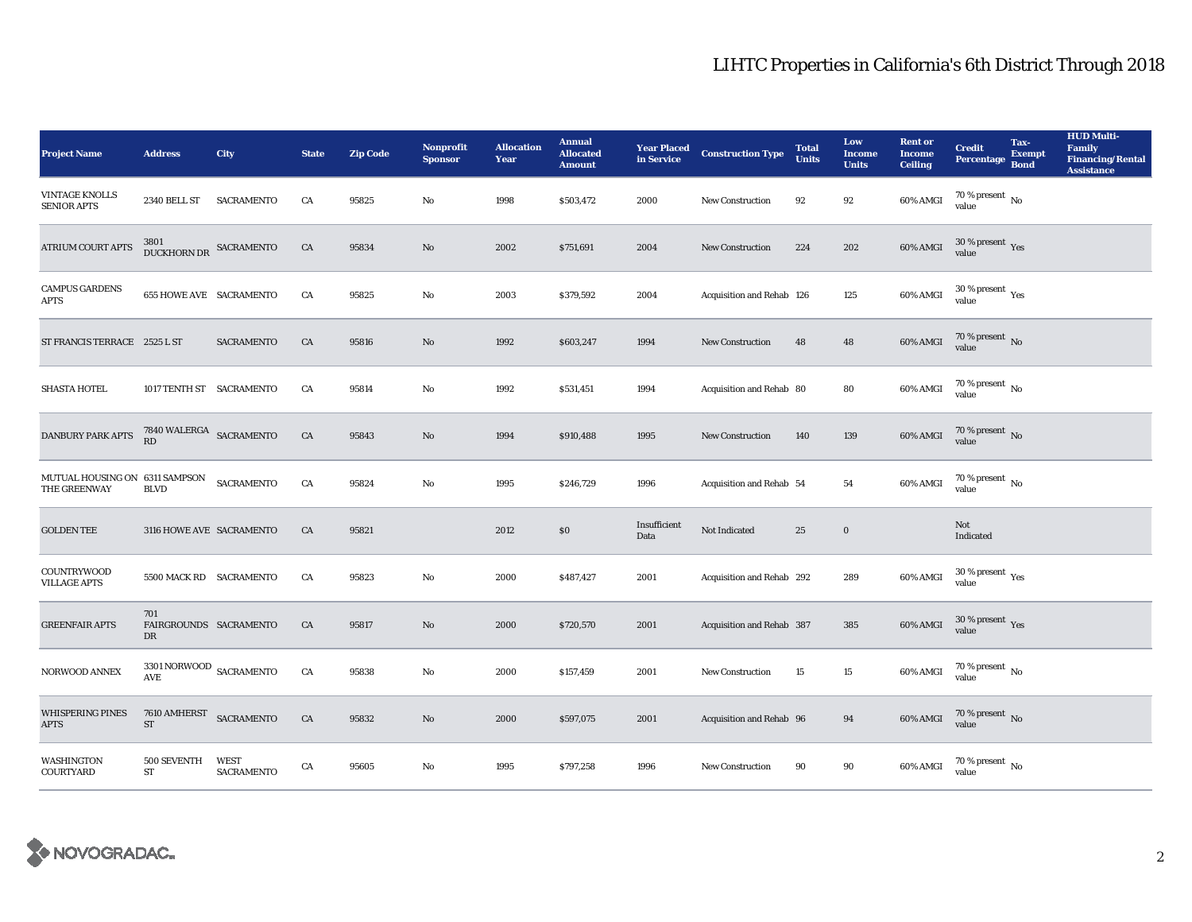# LIHTC Properties in California's 6th District Through 2018

| Project Name | Address | City | State | Zip Code | Nonprofit Sponsor | Allocation Year | Annual Allocated Amount | Year Placed in Service | Construction Type | Total Units | Low Income Units | Rent or Income Ceiling | Credit Percentage | Tax-Exempt Bond | HUD Multi-Family Financing/Rental Assistance |
|---|---|---|---|---|---|---|---|---|---|---|---|---|---|---|---|
| VINTAGE KNOLLS SENIOR APTS | 2340 BELL ST | SACRAMENTO | CA | 95825 | No | 1998 | $503,472 | 2000 | New Construction | 92 | 92 | 60% AMGI | 70 % present value | No | |
| ATRIUM COURT APTS | 3801 DUCKHORN DR | SACRAMENTO | CA | 95834 | No | 2002 | $751,691 | 2004 | New Construction | 224 | 202 | 60% AMGI | 30 % present value | Yes | |
| CAMPUS GARDENS APTS | 655 HOWE AVE | SACRAMENTO | CA | 95825 | No | 2003 | $379,592 | 2004 | Acquisition and Rehab | 126 | 125 | 60% AMGI | 30 % present value | Yes | |
| ST FRANCIS TERRACE | 2525 L ST | SACRAMENTO | CA | 95816 | No | 1992 | $603,247 | 1994 | New Construction | 48 | 48 | 60% AMGI | 70 % present value | No | |
| SHASTA HOTEL | 1017 TENTH ST | SACRAMENTO | CA | 95814 | No | 1992 | $531,451 | 1994 | Acquisition and Rehab | 80 | 80 | 60% AMGI | 70 % present value | No | |
| DANBURY PARK APTS | 7840 WALERGA RD | SACRAMENTO | CA | 95843 | No | 1994 | $910,488 | 1995 | New Construction | 140 | 139 | 60% AMGI | 70 % present value | No | |
| MUTUAL HOUSING ON THE GREENWAY | 6311 SAMPSON BLVD | SACRAMENTO | CA | 95824 | No | 1995 | $246,729 | 1996 | Acquisition and Rehab | 54 | 54 | 60% AMGI | 70 % present value | No | |
| GOLDEN TEE | 3116 HOWE AVE | SACRAMENTO | CA | 95821 | | 2012 | $0 | Insufficient Data | Not Indicated | 25 | 0 | | Not Indicated | | |
| COUNTRYWOOD VILLAGE APTS | 5500 MACK RD | SACRAMENTO | CA | 95823 | No | 2000 | $487,427 | 2001 | Acquisition and Rehab | 292 | 289 | 60% AMGI | 30 % present value | Yes | |
| GREENFAIR APTS | 701 FAIRGROUNDS DR | SACRAMENTO | CA | 95817 | No | 2000 | $720,570 | 2001 | Acquisition and Rehab | 387 | 385 | 60% AMGI | 30 % present value | Yes | |
| NORWOOD ANNEX | 3301 NORWOOD AVE | SACRAMENTO | CA | 95838 | No | 2000 | $157,459 | 2001 | New Construction | 15 | 15 | 60% AMGI | 70 % present value | No | |
| WHISPERING PINES APTS | 7610 AMHERST ST | SACRAMENTO | CA | 95832 | No | 2000 | $597,075 | 2001 | Acquisition and Rehab | 96 | 94 | 60% AMGI | 70 % present value | No | |
| WASHINGTON COURTYARD | 500 SEVENTH ST | WEST SACRAMENTO | CA | 95605 | No | 1995 | $797,258 | 1996 | New Construction | 90 | 90 | 60% AMGI | 70 % present value | No | |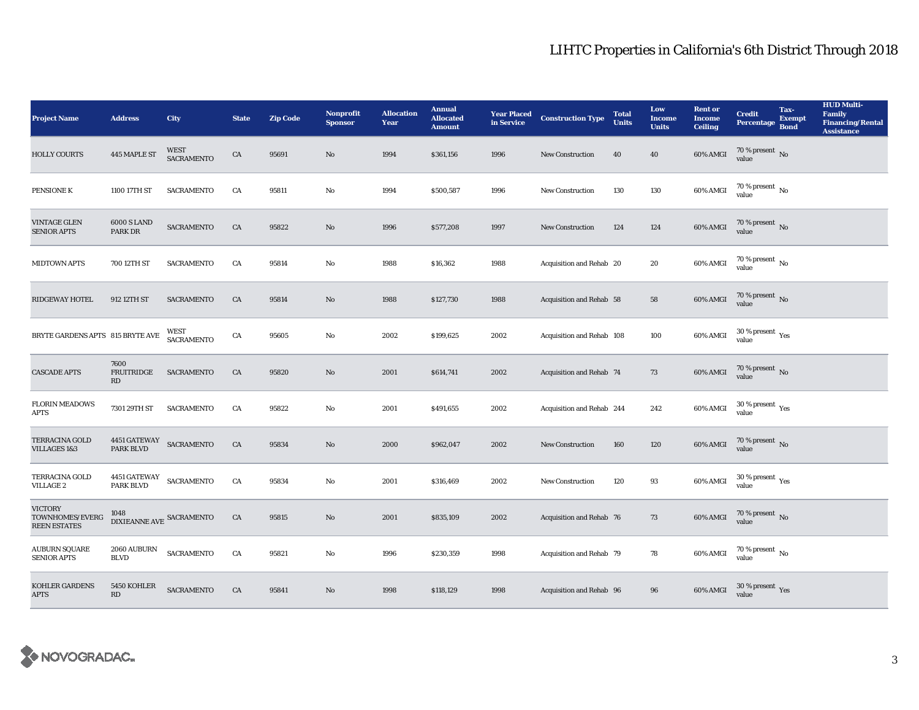# LIHTC Properties in California's 6th District Through 2018

| Project Name | Address | City | State | Zip Code | Nonprofit Sponsor | Allocation Year | Annual Allocated Amount | Year Placed in Service | Construction Type | Total Units | Low Income Units | Rent or Income Ceiling | Credit Percentage | Tax-Exempt Bond | HUD Multi-Family Financing/Rental Assistance |
|---|---|---|---|---|---|---|---|---|---|---|---|---|---|---|---|
| HOLLY COURTS | 445 MAPLE ST | WEST SACRAMENTO | CA | 95691 | No | 1994 | $361,156 | 1996 | New Construction | 40 | 40 | 60% AMGI | 70 % present value | No | |
| PENSIONE K | 1100 17TH ST | SACRAMENTO | CA | 95811 | No | 1994 | $500,587 | 1996 | New Construction | 130 | 130 | 60% AMGI | 70 % present value | No | |
| VINTAGE GLEN SENIOR APTS | 6000 S LAND PARK DR | SACRAMENTO | CA | 95822 | No | 1996 | $577,208 | 1997 | New Construction | 124 | 124 | 60% AMGI | 70 % present value | No | |
| MIDTOWN APTS | 700 12TH ST | SACRAMENTO | CA | 95814 | No | 1988 | $16,362 | 1988 | Acquisition and Rehab | 20 | 20 | 60% AMGI | 70 % present value | No | |
| RIDGEWAY HOTEL | 912 12TH ST | SACRAMENTO | CA | 95814 | No | 1988 | $127,730 | 1988 | Acquisition and Rehab | 58 | 58 | 60% AMGI | 70 % present value | No | |
| BRYTE GARDENS APTS | 815 BRYTE AVE | WEST SACRAMENTO | CA | 95605 | No | 2002 | $199,625 | 2002 | Acquisition and Rehab | 108 | 100 | 60% AMGI | 30 % present value | Yes | |
| CASCADE APTS | 7600 FRUITRIDGE RD | SACRAMENTO | CA | 95820 | No | 2001 | $614,741 | 2002 | Acquisition and Rehab | 74 | 73 | 60% AMGI | 70 % present value | No | |
| FLORIN MEADOWS APTS | 7301 29TH ST | SACRAMENTO | CA | 95822 | No | 2001 | $491,655 | 2002 | Acquisition and Rehab | 244 | 242 | 60% AMGI | 30 % present value | Yes | |
| TERRACINA GOLD VILLAGES 1&3 | 4451 GATEWAY PARK BLVD | SACRAMENTO | CA | 95834 | No | 2000 | $962,047 | 2002 | New Construction | 160 | 120 | 60% AMGI | 70 % present value | No | |
| TERRACINA GOLD VILLAGE 2 | 4451 GATEWAY PARK BLVD | SACRAMENTO | CA | 95834 | No | 2001 | $316,469 | 2002 | New Construction | 120 | 93 | 60% AMGI | 30 % present value | Yes | |
| VICTORY TOWNHOMES/EVERGREEN ESTATES | 1048 DIXIEANNE AVE | SACRAMENTO | CA | 95815 | No | 2001 | $835,109 | 2002 | Acquisition and Rehab | 76 | 73 | 60% AMGI | 70 % present value | No | |
| AUBURN SQUARE SENIOR APTS | 2060 AUBURN BLVD | SACRAMENTO | CA | 95821 | No | 1996 | $230,359 | 1998 | Acquisition and Rehab | 79 | 78 | 60% AMGI | 70 % present value | No | |
| KOHLER GARDENS APTS | 5450 KOHLER RD | SACRAMENTO | CA | 95841 | No | 1998 | $118,129 | 1998 | Acquisition and Rehab | 96 | 96 | 60% AMGI | 30 % present value | Yes | |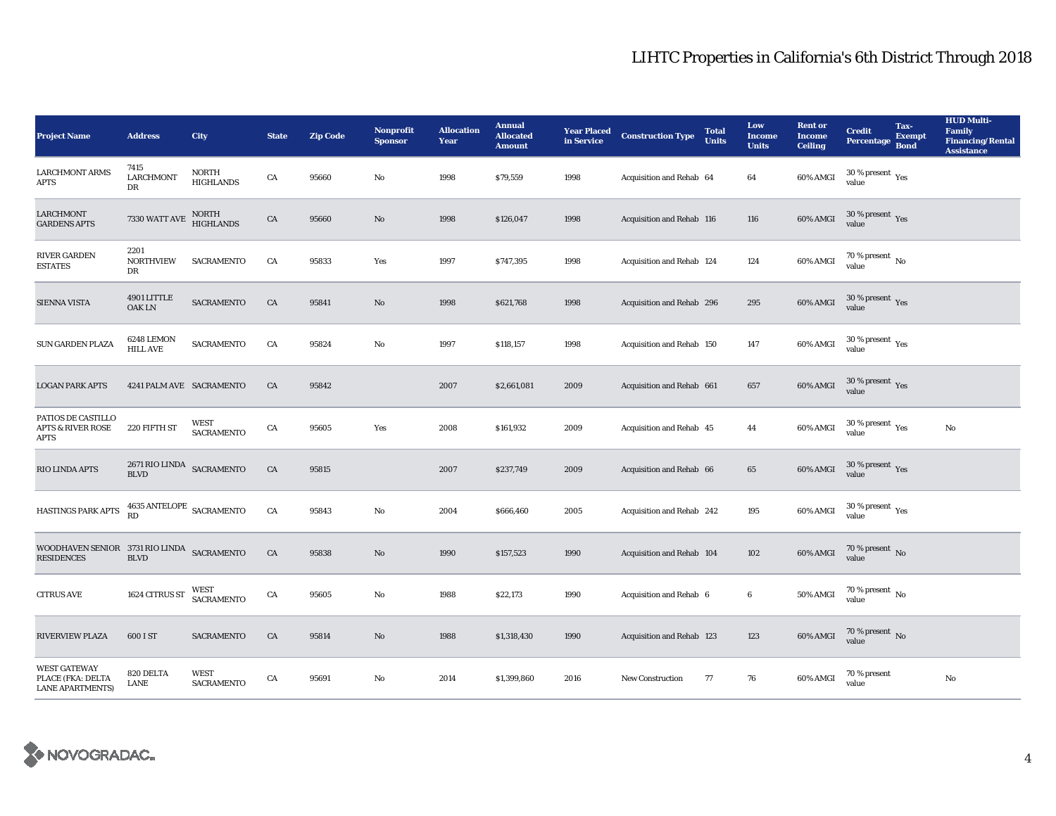# LIHTC Properties in California's 6th District Through 2018

| Project Name | Address | City | State | Zip Code | Nonprofit Sponsor | Allocation Year | Annual Allocated Amount | Year Placed in Service | Construction Type | Total Units | Low Income Units | Rent or Income Ceiling | Credit Percentage | Tax-Exempt Bond | HUD Multi-Family Financing/Rental Assistance |
|---|---|---|---|---|---|---|---|---|---|---|---|---|---|---|---|
| LARCHMONT ARMS APTS | 7415 LARCHMONT DR | NORTH HIGHLANDS | CA | 95660 | No | 1998 | $79,559 | 1998 | Acquisition and Rehab | 64 | 64 | 60% AMGI | 30 % present value | Yes | |
| LARCHMONT GARDENS APTS | 7330 WATT AVE | NORTH HIGHLANDS | CA | 95660 | No | 1998 | $126,047 | 1998 | Acquisition and Rehab | 116 | 116 | 60% AMGI | 30 % present value | Yes | |
| RIVER GARDEN ESTATES | 2201 NORTHVIEW DR | SACRAMENTO | CA | 95833 | Yes | 1997 | $747,395 | 1998 | Acquisition and Rehab | 124 | 124 | 60% AMGI | 70 % present value | No | |
| SIENNA VISTA | 4901 LITTLE OAK LN | SACRAMENTO | CA | 95841 | No | 1998 | $621,768 | 1998 | Acquisition and Rehab | 296 | 295 | 60% AMGI | 30 % present value | Yes | |
| SUN GARDEN PLAZA | 6248 LEMON HILL AVE | SACRAMENTO | CA | 95824 | No | 1997 | $118,157 | 1998 | Acquisition and Rehab | 150 | 147 | 60% AMGI | 30 % present value | Yes | |
| LOGAN PARK APTS | 4241 PALM AVE | SACRAMENTO | CA | 95842 | | 2007 | $2,661,081 | 2009 | Acquisition and Rehab | 661 | 657 | 60% AMGI | 30 % present value | Yes | |
| PATIOS DE CASTILLO APTS & RIVER ROSE APTS | 220 FIFTH ST | WEST SACRAMENTO | CA | 95605 | Yes | 2008 | $161,932 | 2009 | Acquisition and Rehab | 45 | 44 | 60% AMGI | 30 % present value | Yes | No |
| RIO LINDA APTS | 2671 RIO LINDA BLVD | SACRAMENTO | CA | 95815 | | 2007 | $237,749 | 2009 | Acquisition and Rehab | 66 | 65 | 60% AMGI | 30 % present value | Yes | |
| HASTINGS PARK APTS | 4635 ANTELOPE RD | SACRAMENTO | CA | 95843 | No | 2004 | $666,460 | 2005 | Acquisition and Rehab | 242 | 195 | 60% AMGI | 30 % present value | Yes | |
| WOODHAVEN SENIOR RESIDENCES | 3731 RIO LINDA BLVD | SACRAMENTO | CA | 95838 | No | 1990 | $157,523 | 1990 | Acquisition and Rehab | 104 | 102 | 60% AMGI | 70 % present value | No | |
| CITRUS AVE | 1624 CITRUS ST | WEST SACRAMENTO | CA | 95605 | No | 1988 | $22,173 | 1990 | Acquisition and Rehab | 6 | 6 | 50% AMGI | 70 % present value | No | |
| RIVERVIEW PLAZA | 600 I ST | SACRAMENTO | CA | 95814 | No | 1988 | $1,318,430 | 1990 | Acquisition and Rehab | 123 | 123 | 60% AMGI | 70 % present value | No | |
| WEST GATEWAY PLACE (FKA: DELTA LANE APARTMENTS) | 820 DELTA LANE | WEST SACRAMENTO | CA | 95691 | No | 2014 | $1,399,860 | 2016 | New Construction | 77 | 76 | 60% AMGI | 70 % present value | | No |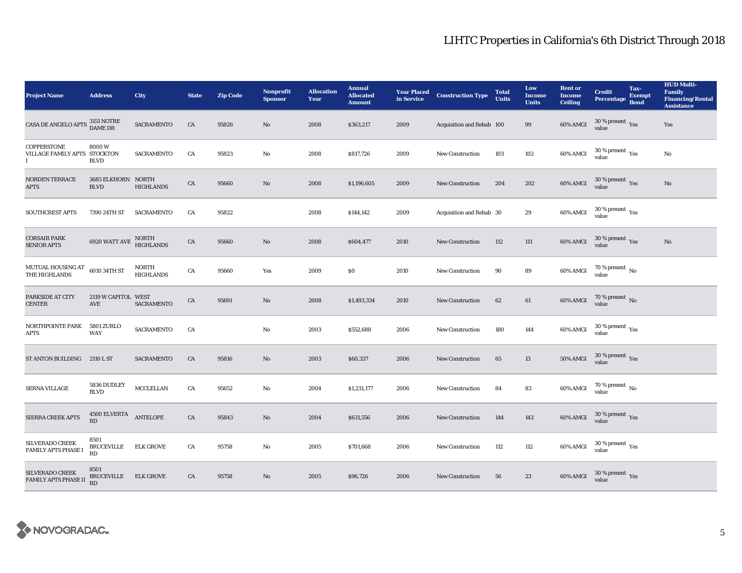# LIHTC Properties in California's 6th District Through 2018

| Project Name | Address | City | State | Zip Code | Nonprofit Sponsor | Allocation Year | Annual Allocated Amount | Year Placed in Service | Construction Type | Total Units | Low Income Units | Rent or Income Ceiling | Credit Percentage | Tax-Exempt Bond | HUD Multi-Family Financing/Rental Assistance |
|---|---|---|---|---|---|---|---|---|---|---|---|---|---|---|---|
| CASA DE ANGELO APTS | 3151 NOTRE DAME DR | SACRAMENTO | CA | 95826 | No | 2008 | $363,217 | 2009 | Acquisition and Rehab | 100 | 99 | 60% AMGI | 30 % present value | Yes | Yes |
| COPPERSTONE VILLAGE FAMILY APTS I | 8000 W STOCKTON BLVD | SACRAMENTO | CA | 95823 | No | 2008 | $817,726 | 2009 | New Construction | 103 | 102 | 60% AMGI | 30 % present value | Yes | No |
| NORDEN TERRACE APTS | 3685 ELKHORN BLVD | NORTH HIGHLANDS | CA | 95660 | No | 2008 | $1,196,605 | 2009 | New Construction | 204 | 202 | 60% AMGI | 30 % present value | Yes | No |
| SOUTHCREST APTS | 7390 24TH ST | SACRAMENTO | CA | 95822 | | 2008 | $144,142 | 2009 | Acquisition and Rehab | 30 | 29 | 60% AMGI | 30 % present value | Yes | |
| CORSAIR PARK SENIOR APTS | 6920 WATT AVE | NORTH HIGHLANDS | CA | 95660 | No | 2008 | $604,477 | 2010 | New Construction | 112 | 111 | 60% AMGI | 30 % present value | Yes | No |
| MUTUAL HOUSING AT THE HIGHLANDS | 6010 34TH ST | NORTH HIGHLANDS | CA | 95660 | Yes | 2009 | $0 | 2010 | New Construction | 90 | 89 | 60% AMGI | 70 % present value | No | |
| PARKSIDE AT CITY CENTER | 2119 W CAPITOL AVE | WEST SACRAMENTO | CA | 95691 | No | 2008 | $1,493,334 | 2010 | New Construction | 62 | 61 | 60% AMGI | 70 % present value | No | |
| NORTHPOINTE PARK APTS | 5801 ZURLO WAY | SACRAMENTO | CA | | No | 2003 | $552,688 | 2006 | New Construction | 180 | 144 | 60% AMGI | 30 % present value | Yes | |
| ST ANTON BUILDING | 2110 L ST | SACRAMENTO | CA | 95816 | No | 2003 | $60,337 | 2006 | New Construction | 65 | 13 | 50% AMGI | 30 % present value | Yes | |
| SERNA VILLAGE | 5836 DUDLEY BLVD | MCCLELLAN | CA | 95652 | No | 2004 | $1,231,177 | 2006 | New Construction | 84 | 83 | 60% AMGI | 70 % present value | No | |
| SIERRA CREEK APTS | 4500 ELVERTA RD | ANTELOPE | CA | 95843 | No | 2004 | $631,556 | 2006 | New Construction | 144 | 143 | 60% AMGI | 30 % present value | Yes | |
| SILVERADO CREEK FAMILY APTS PHASE I | 8501 BRUCEVILLE RD | ELK GROVE | CA | 95758 | No | 2005 | $701,668 | 2006 | New Construction | 112 | 112 | 60% AMGI | 30 % present value | Yes | |
| SILVERADO CREEK FAMILY APTS PHASE II | 8501 BRUCEVILLE RD | ELK GROVE | CA | 95758 | No | 2005 | $96,726 | 2006 | New Construction | 56 | 23 | 60% AMGI | 30 % present value | Yes | |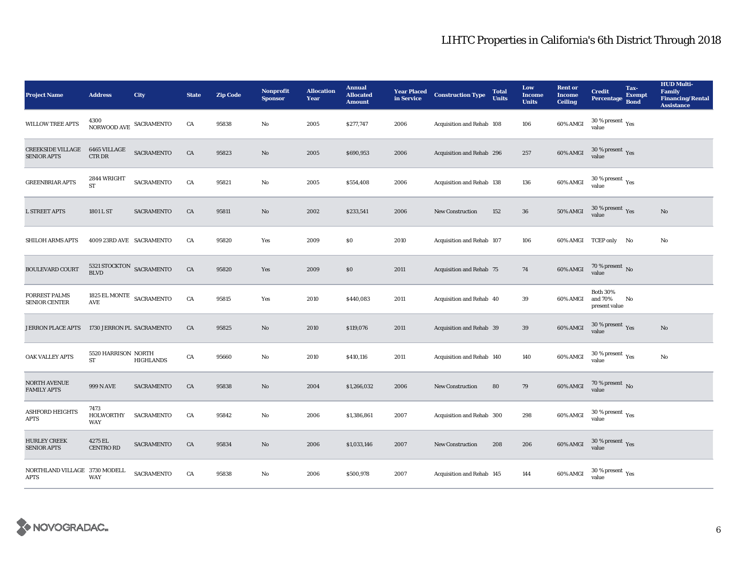# LIHTC Properties in California's 6th District Through 2018

| Project Name | Address | City | State | Zip Code | Nonprofit Sponsor | Allocation Year | Annual Allocated Amount | Year Placed in Service | Construction Type | Total Units | Low Income Units | Rent or Income Ceiling | Credit Percentage | Tax-Exempt Bond | HUD Multi-Family Financing/Rental Assistance |
|---|---|---|---|---|---|---|---|---|---|---|---|---|---|---|---|
| WILLOW TREE APTS | 4300 NORWOOD AVE | SACRAMENTO | CA | 95838 | No | 2005 | $277,747 | 2006 | Acquisition and Rehab | 108 | 106 | 60% AMGI | 30 % present value | Yes | |
| CREEKSIDE VILLAGE SENIOR APTS | 6465 VILLAGE CTR DR | SACRAMENTO | CA | 95823 | No | 2005 | $690,953 | 2006 | Acquisition and Rehab | 296 | 257 | 60% AMGI | 30 % present value | Yes | |
| GREENBRIAR APTS | 2844 WRIGHT ST | SACRAMENTO | CA | 95821 | No | 2005 | $554,408 | 2006 | Acquisition and Rehab | 138 | 136 | 60% AMGI | 30 % present value | Yes | |
| L STREET APTS | 1801 L ST | SACRAMENTO | CA | 95811 | No | 2002 | $233,541 | 2006 | New Construction | 152 | 36 | 50% AMGI | 30 % present value | Yes | No |
| SHILOH ARMS APTS | 4009 23RD AVE | SACRAMENTO | CA | 95820 | Yes | 2009 | $0 | 2010 | Acquisition and Rehab | 107 | 106 | 60% AMGI | TCEP only | No | No |
| BOULEVARD COURT | 5321 STOCKTON BLVD | SACRAMENTO | CA | 95820 | Yes | 2009 | $0 | 2011 | Acquisition and Rehab | 75 | 74 | 60% AMGI | 70 % present value | No | |
| FORREST PALMS SENIOR CENTER | 1825 EL MONTE AVE | SACRAMENTO | CA | 95815 | Yes | 2010 | $440,083 | 2011 | Acquisition and Rehab | 40 | 39 | 60% AMGI | Both 30% and 70% present value | No | |
| JERRON PLACE APTS | 1730 JERRON PL | SACRAMENTO | CA | 95825 | No | 2010 | $119,076 | 2011 | Acquisition and Rehab | 39 | 39 | 60% AMGI | 30 % present value | Yes | No |
| OAK VALLEY APTS | 5520 HARRISON ST | NORTH HIGHLANDS | CA | 95660 | No | 2010 | $410,116 | 2011 | Acquisition and Rehab | 140 | 140 | 60% AMGI | 30 % present value | Yes | No |
| NORTH AVENUE FAMILY APTS | 999 N AVE | SACRAMENTO | CA | 95838 | No | 2004 | $1,266,032 | 2006 | New Construction | 80 | 79 | 60% AMGI | 70 % present value | No | |
| ASHFORD HEIGHTS APTS | 7473 HOLWORTHY WAY | SACRAMENTO | CA | 95842 | No | 2006 | $1,386,861 | 2007 | Acquisition and Rehab | 300 | 298 | 60% AMGI | 30 % present value | Yes | |
| HURLEY CREEK SENIOR APTS | 4275 EL CENTRO RD | SACRAMENTO | CA | 95834 | No | 2006 | $1,033,146 | 2007 | New Construction | 208 | 206 | 60% AMGI | 30 % present value | Yes | |
| NORTHLAND VILLAGE APTS | 3730 MODELL WAY | SACRAMENTO | CA | 95838 | No | 2006 | $500,978 | 2007 | Acquisition and Rehab | 145 | 144 | 60% AMGI | 30 % present value | Yes | |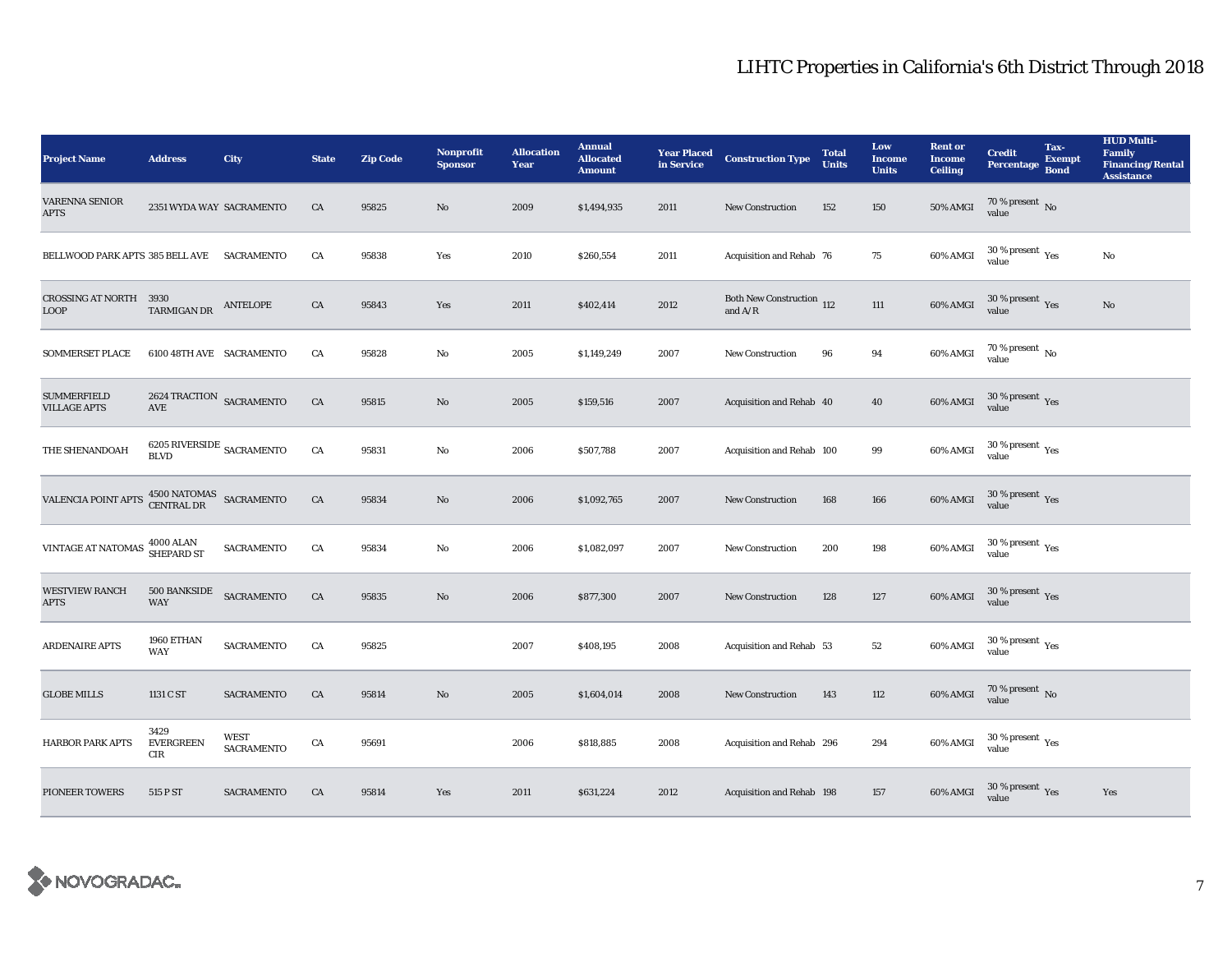# LIHTC Properties in California's 6th District Through 2018

| Project Name | Address | City | State | Zip Code | Nonprofit Sponsor | Allocation Year | Annual Allocated Amount | Year Placed in Service | Construction Type | Total Units | Low Income Units | Rent or Income Ceiling | Credit Percentage | Tax-Exempt Bond | HUD Multi-Family Financing/Rental Assistance |
|---|---|---|---|---|---|---|---|---|---|---|---|---|---|---|---|
| VARENNA SENIOR APTS | 2351 WYDA WAY | SACRAMENTO | CA | 95825 | No | 2009 | $1,494,935 | 2011 | New Construction | 152 | 150 | 50% AMGI | 70 % present value | No | |
| BELLWOOD PARK APTS | 385 BELL AVE | SACRAMENTO | CA | 95838 | Yes | 2010 | $260,554 | 2011 | Acquisition and Rehab | 76 | 75 | 60% AMGI | 30 % present value | Yes | No |
| CROSSING AT NORTH LOOP | 3930 TARMIGAN DR | ANTELOPE | CA | 95843 | Yes | 2011 | $402,414 | 2012 | Both New Construction and A/R | 112 | 111 | 60% AMGI | 30 % present value | Yes | No |
| SOMMERSET PLACE | 6100 48TH AVE | SACRAMENTO | CA | 95828 | No | 2005 | $1,149,249 | 2007 | New Construction | 96 | 94 | 60% AMGI | 70 % present value | No | |
| SUMMERFIELD VILLAGE APTS | 2624 TRACTION AVE | SACRAMENTO | CA | 95815 | No | 2005 | $159,516 | 2007 | Acquisition and Rehab | 40 | 40 | 60% AMGI | 30 % present value | Yes | |
| THE SHENANDOAH | 6205 RIVERSIDE BLVD | SACRAMENTO | CA | 95831 | No | 2006 | $507,788 | 2007 | Acquisition and Rehab | 100 | 99 | 60% AMGI | 30 % present value | Yes | |
| VALENCIA POINT APTS | 4500 NATOMAS CENTRAL DR | SACRAMENTO | CA | 95834 | No | 2006 | $1,092,765 | 2007 | New Construction | 168 | 166 | 60% AMGI | 30 % present value | Yes | |
| VINTAGE AT NATOMAS | 4000 ALAN SHEPARD ST | SACRAMENTO | CA | 95834 | No | 2006 | $1,082,097 | 2007 | New Construction | 200 | 198 | 60% AMGI | 30 % present value | Yes | |
| WESTVIEW RANCH APTS | 500 BANKSIDE WAY | SACRAMENTO | CA | 95835 | No | 2006 | $877,300 | 2007 | New Construction | 128 | 127 | 60% AMGI | 30 % present value | Yes | |
| ARDENAIRE APTS | 1960 ETHAN WAY | SACRAMENTO | CA | 95825 | | 2007 | $408,195 | 2008 | Acquisition and Rehab | 53 | 52 | 60% AMGI | 30 % present value | Yes | |
| GLOBE MILLS | 1131 C ST | SACRAMENTO | CA | 95814 | No | 2005 | $1,604,014 | 2008 | New Construction | 143 | 112 | 60% AMGI | 70 % present value | No | |
| HARBOR PARK APTS | 3429 EVERGREEN CIR | WEST SACRAMENTO | CA | 95691 | | 2006 | $818,885 | 2008 | Acquisition and Rehab | 296 | 294 | 60% AMGI | 30 % present value | Yes | |
| PIONEER TOWERS | 515 P ST | SACRAMENTO | CA | 95814 | Yes | 2011 | $631,224 | 2012 | Acquisition and Rehab | 198 | 157 | 60% AMGI | 30 % present value | Yes | Yes |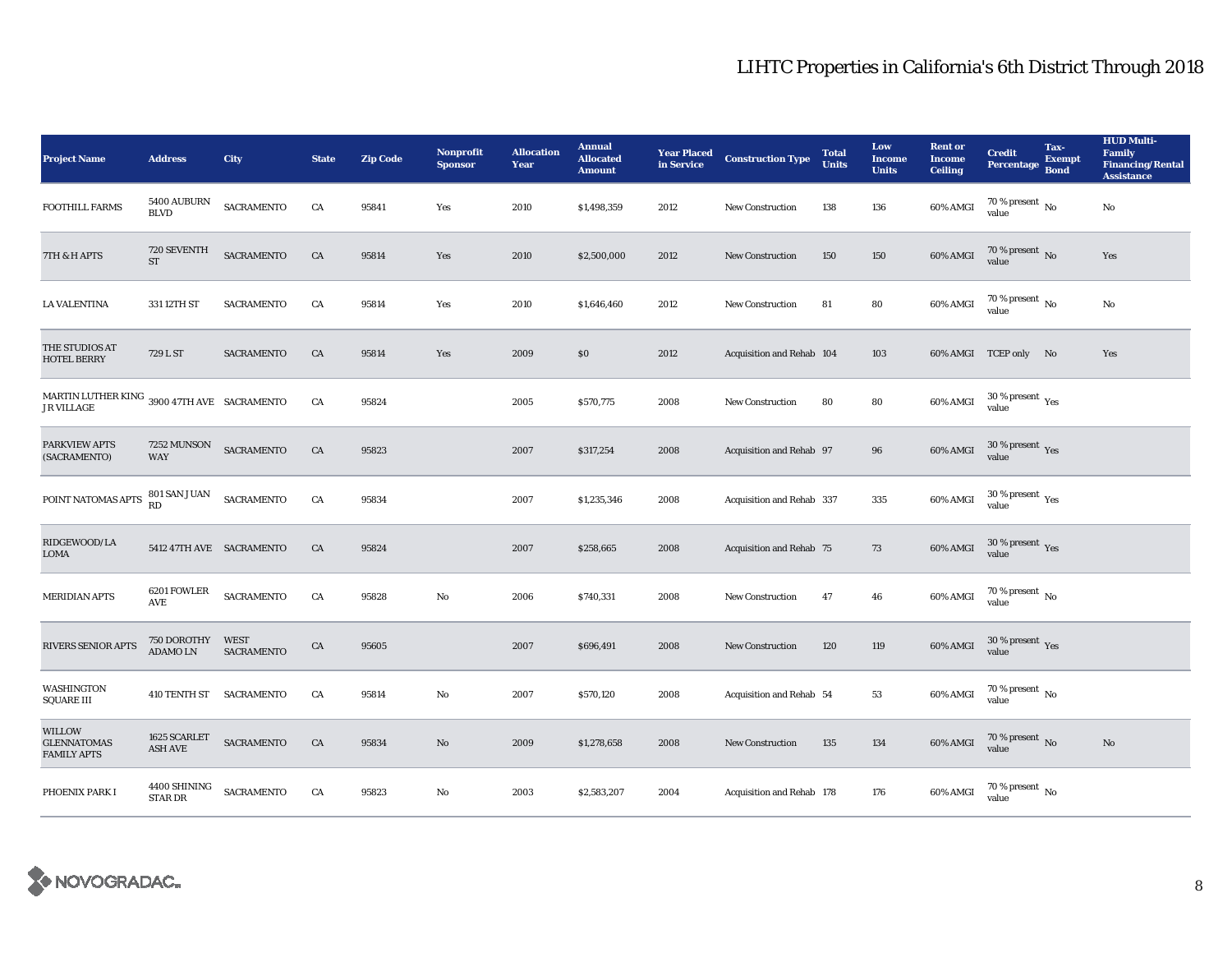# LIHTC Properties in California's 6th District Through 2018

| Project Name | Address | City | State | Zip Code | Nonprofit Sponsor | Allocation Year | Annual Allocated Amount | Year Placed in Service | Construction Type | Total Units | Low Income Units | Rent or Income Ceiling | Credit Percentage | Tax-Exempt Bond | HUD Multi-Family Financing/Rental Assistance |
|---|---|---|---|---|---|---|---|---|---|---|---|---|---|---|---|
| FOOTHILL FARMS | 5400 AUBURN BLVD | SACRAMENTO | CA | 95841 | Yes | 2010 | $1,498,359 | 2012 | New Construction | 138 | 136 | 60% AMGI | 70 % present value | No | No |
| 7TH & H APTS | 720 SEVENTH ST | SACRAMENTO | CA | 95814 | Yes | 2010 | $2,500,000 | 2012 | New Construction | 150 | 150 | 60% AMGI | 70 % present value | No | Yes |
| LA VALENTINA | 331 12TH ST | SACRAMENTO | CA | 95814 | Yes | 2010 | $1,646,460 | 2012 | New Construction | 81 | 80 | 60% AMGI | 70 % present value | No | No |
| THE STUDIOS AT HOTEL BERRY | 729 L ST | SACRAMENTO | CA | 95814 | Yes | 2009 | $0 | 2012 | Acquisition and Rehab | 104 | 103 | 60% AMGI | TCEP only | No | Yes |
| MARTIN LUTHER KING JR VILLAGE | 3900 47TH AVE | SACRAMENTO | CA | 95824 | | 2005 | $570,775 | 2008 | New Construction | 80 | 80 | 60% AMGI | 30 % present value | Yes | |
| PARKVIEW APTS (SACRAMENTO) | 7252 MUNSON WAY | SACRAMENTO | CA | 95823 | | 2007 | $317,254 | 2008 | Acquisition and Rehab | 97 | 96 | 60% AMGI | 30 % present value | Yes | |
| POINT NATOMAS APTS | 801 SAN JUAN RD | SACRAMENTO | CA | 95834 | | 2007 | $1,235,346 | 2008 | Acquisition and Rehab | 337 | 335 | 60% AMGI | 30 % present value | Yes | |
| RIDGEWOOD/LA LOMA | 5412 47TH AVE | SACRAMENTO | CA | 95824 | | 2007 | $258,665 | 2008 | Acquisition and Rehab | 75 | 73 | 60% AMGI | 30 % present value | Yes | |
| MERIDIAN APTS | 6201 FOWLER AVE | SACRAMENTO | CA | 95828 | No | 2006 | $740,331 | 2008 | New Construction | 47 | 46 | 60% AMGI | 70 % present value | No | |
| RIVERS SENIOR APTS | 750 DOROTHY ADAMO LN | WEST SACRAMENTO | CA | 95605 | | 2007 | $696,491 | 2008 | New Construction | 120 | 119 | 60% AMGI | 30 % present value | Yes | |
| WASHINGTON SQUARE III | 410 TENTH ST | SACRAMENTO | CA | 95814 | No | 2007 | $570,120 | 2008 | Acquisition and Rehab | 54 | 53 | 60% AMGI | 70 % present value | No | |
| WILLOW GLENNATOMAS FAMILY APTS | 1625 SCARLET ASH AVE | SACRAMENTO | CA | 95834 | No | 2009 | $1,278,658 | 2008 | New Construction | 135 | 134 | 60% AMGI | 70 % present value | No | No |
| PHOENIX PARK I | 4400 SHINING STAR DR | SACRAMENTO | CA | 95823 | No | 2003 | $2,583,207 | 2004 | Acquisition and Rehab | 178 | 176 | 60% AMGI | 70 % present value | No | |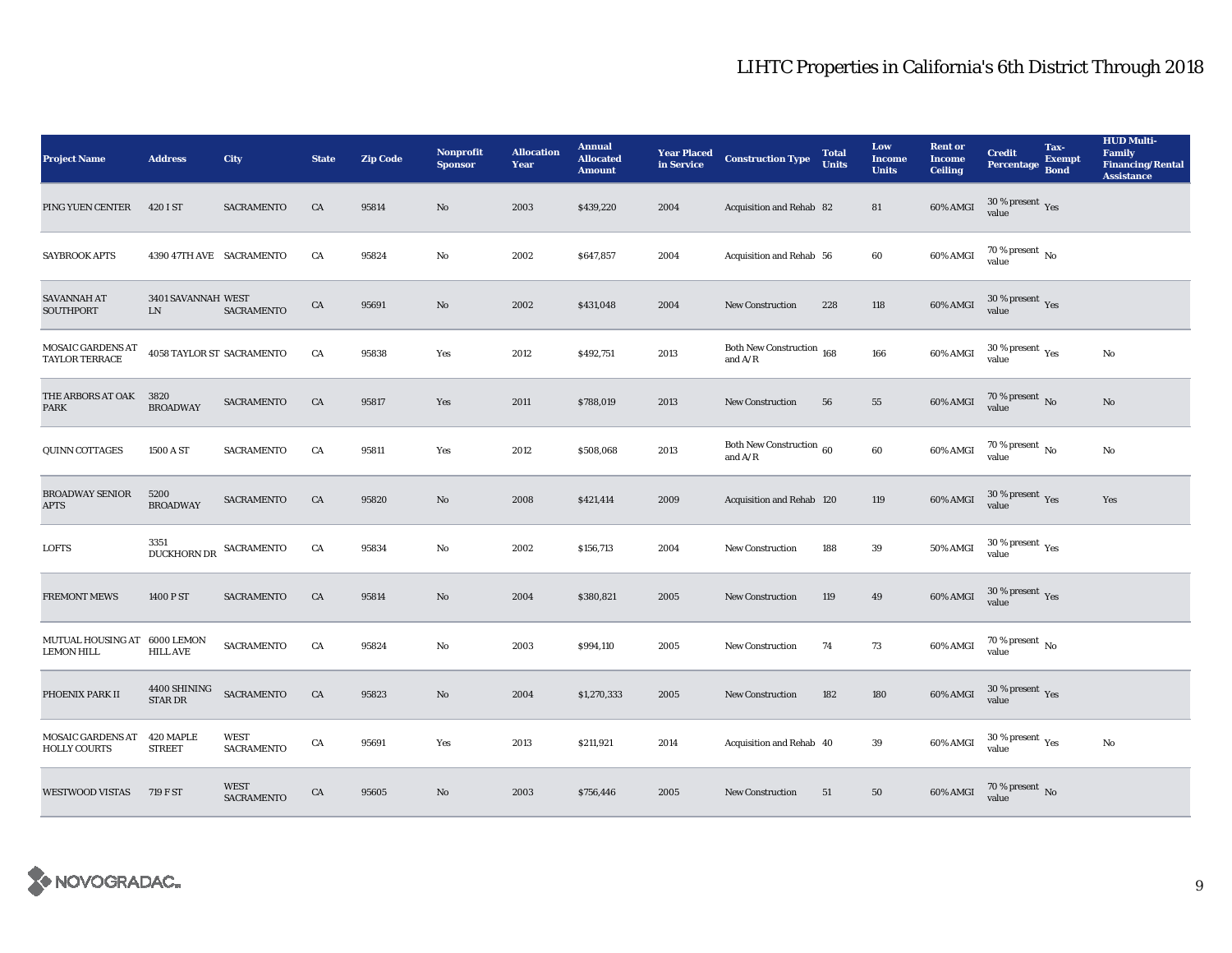# LIHTC Properties in California's 6th District Through 2018

| Project Name | Address | City | State | Zip Code | Nonprofit Sponsor | Allocation Year | Annual Allocated Amount | Year Placed in Service | Construction Type | Total Units | Low Income Units | Rent or Income Ceiling | Credit Percentage | Tax-Exempt Bond | HUD Multi-Family Financing/Rental Assistance |
|---|---|---|---|---|---|---|---|---|---|---|---|---|---|---|---|
| PING YUEN CENTER | 420 I ST | SACRAMENTO | CA | 95814 | No | 2003 | $439,220 | 2004 | Acquisition and Rehab | 82 | 81 | 60% AMGI | 30 % present value | Yes | |
| SAYBROOK APTS | 4390 47TH AVE | SACRAMENTO | CA | 95824 | No | 2002 | $647,857 | 2004 | Acquisition and Rehab | 56 | 60 | 60% AMGI | 70 % present value | No | |
| SAVANNAH AT SOUTHPORT | 3401 SAVANNAH LN | WEST SACRAMENTO | CA | 95691 | No | 2002 | $431,048 | 2004 | New Construction | 228 | 118 | 60% AMGI | 30 % present value | Yes | |
| MOSAIC GARDENS AT TAYLOR TERRACE | 4058 TAYLOR ST | SACRAMENTO | CA | 95838 | Yes | 2012 | $492,751 | 2013 | Both New Construction and A/R | 168 | 166 | 60% AMGI | 30 % present value | Yes | No |
| THE ARBORS AT OAK PARK | 3820 BROADWAY | SACRAMENTO | CA | 95817 | Yes | 2011 | $788,019 | 2013 | New Construction | 56 | 55 | 60% AMGI | 70 % present value | No | No |
| QUINN COTTAGES | 1500 A ST | SACRAMENTO | CA | 95811 | Yes | 2012 | $508,068 | 2013 | Both New Construction and A/R | 60 | 60 | 60% AMGI | 70 % present value | No | No |
| BROADWAY SENIOR APTS | 5200 BROADWAY | SACRAMENTO | CA | 95820 | No | 2008 | $421,414 | 2009 | Acquisition and Rehab | 120 | 119 | 60% AMGI | 30 % present value | Yes | Yes |
| LOFTS | 3351 DUCKHORN DR | SACRAMENTO | CA | 95834 | No | 2002 | $156,713 | 2004 | New Construction | 188 | 39 | 50% AMGI | 30 % present value | Yes | |
| FREMONT MEWS | 1400 P ST | SACRAMENTO | CA | 95814 | No | 2004 | $380,821 | 2005 | New Construction | 119 | 49 | 60% AMGI | 30 % present value | Yes | |
| MUTUAL HOUSING AT LEMON HILL | 6000 LEMON HILL AVE | SACRAMENTO | CA | 95824 | No | 2003 | $994,110 | 2005 | New Construction | 74 | 73 | 60% AMGI | 70 % present value | No | |
| PHOENIX PARK II | 4400 SHINING STAR DR | SACRAMENTO | CA | 95823 | No | 2004 | $1,270,333 | 2005 | New Construction | 182 | 180 | 60% AMGI | 30 % present value | Yes | |
| MOSAIC GARDENS AT HOLLY COURTS | 420 MAPLE STREET | WEST SACRAMENTO | CA | 95691 | Yes | 2013 | $211,921 | 2014 | Acquisition and Rehab | 40 | 39 | 60% AMGI | 30 % present value | Yes | No |
| WESTWOOD VISTAS | 719 F ST | WEST SACRAMENTO | CA | 95605 | No | 2003 | $756,446 | 2005 | New Construction | 51 | 50 | 60% AMGI | 70 % present value | No | |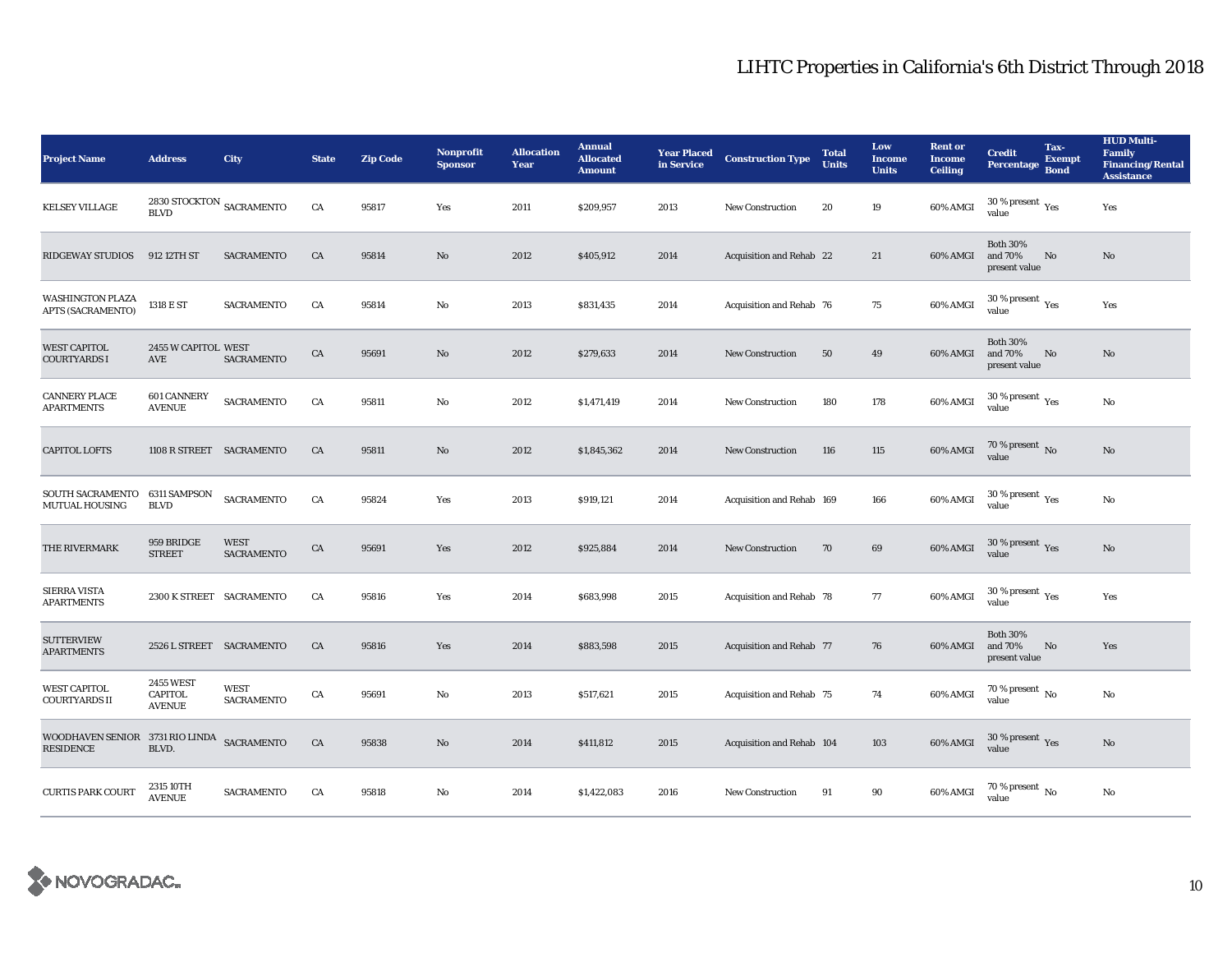# LIHTC Properties in California's 6th District Through 2018

| Project Name | Address | City | State | Zip Code | Nonprofit Sponsor | Allocation Year | Annual Allocated Amount | Year Placed in Service | Construction Type | Total Units | Low Income Units | Rent or Income Ceiling | Credit Percentage | Tax-Exempt Bond | HUD Multi-Family Financing/Rental Assistance |
|---|---|---|---|---|---|---|---|---|---|---|---|---|---|---|---|
| KELSEY VILLAGE | 2830 STOCKTON BLVD | SACRAMENTO | CA | 95817 | Yes | 2011 | $209,957 | 2013 | New Construction | 20 | 19 | 60% AMGI | 30 % present value | Yes | Yes |
| RIDGEWAY STUDIOS | 912 12TH ST | SACRAMENTO | CA | 95814 | No | 2012 | $405,912 | 2014 | Acquisition and Rehab | 22 | 21 | 60% AMGI | Both 30% and 70% present value | No | No |
| WASHINGTON PLAZA APTS (SACRAMENTO) | 1318 E ST | SACRAMENTO | CA | 95814 | No | 2013 | $831,435 | 2014 | Acquisition and Rehab | 76 | 75 | 60% AMGI | 30 % present value | Yes | Yes |
| WEST CAPITOL COURTYARDS I | 2455 W CAPITOL AVE | WEST SACRAMENTO | CA | 95691 | No | 2012 | $279,633 | 2014 | New Construction | 50 | 49 | 60% AMGI | Both 30% and 70% present value | No | No |
| CANNERY PLACE APARTMENTS | 601 CANNERY AVENUE | SACRAMENTO | CA | 95811 | No | 2012 | $1,471,419 | 2014 | New Construction | 180 | 178 | 60% AMGI | 30 % present value | Yes | No |
| CAPITOL LOFTS | 1108 R STREET | SACRAMENTO | CA | 95811 | No | 2012 | $1,845,362 | 2014 | New Construction | 116 | 115 | 60% AMGI | 70 % present value | No | No |
| SOUTH SACRAMENTO MUTUAL HOUSING | 6311 SAMPSON BLVD | SACRAMENTO | CA | 95824 | Yes | 2013 | $919,121 | 2014 | Acquisition and Rehab | 169 | 166 | 60% AMGI | 30 % present value | Yes | No |
| THE RIVERMARK | 959 BRIDGE STREET | WEST SACRAMENTO | CA | 95691 | Yes | 2012 | $925,884 | 2014 | New Construction | 70 | 69 | 60% AMGI | 30 % present value | Yes | No |
| SIERRA VISTA APARTMENTS | 2300 K STREET | SACRAMENTO | CA | 95816 | Yes | 2014 | $683,998 | 2015 | Acquisition and Rehab | 78 | 77 | 60% AMGI | 30 % present value | Yes | Yes |
| SUTTERVIEW APARTMENTS | 2526 L STREET | SACRAMENTO | CA | 95816 | Yes | 2014 | $883,598 | 2015 | Acquisition and Rehab | 77 | 76 | 60% AMGI | Both 30% and 70% present value | No | Yes |
| WEST CAPITOL COURTYARDS II | 2455 WEST CAPITOL AVENUE | WEST SACRAMENTO | CA | 95691 | No | 2013 | $517,621 | 2015 | Acquisition and Rehab | 75 | 74 | 60% AMGI | 70 % present value | No | No |
| WOODHAVEN SENIOR RESIDENCE | 3731 RIO LINDA BLVD. | SACRAMENTO | CA | 95838 | No | 2014 | $411,812 | 2015 | Acquisition and Rehab | 104 | 103 | 60% AMGI | 30 % present value | Yes | No |
| CURTIS PARK COURT | 2315 10TH AVENUE | SACRAMENTO | CA | 95818 | No | 2014 | $1,422,083 | 2016 | New Construction | 91 | 90 | 60% AMGI | 70 % present value | No | No |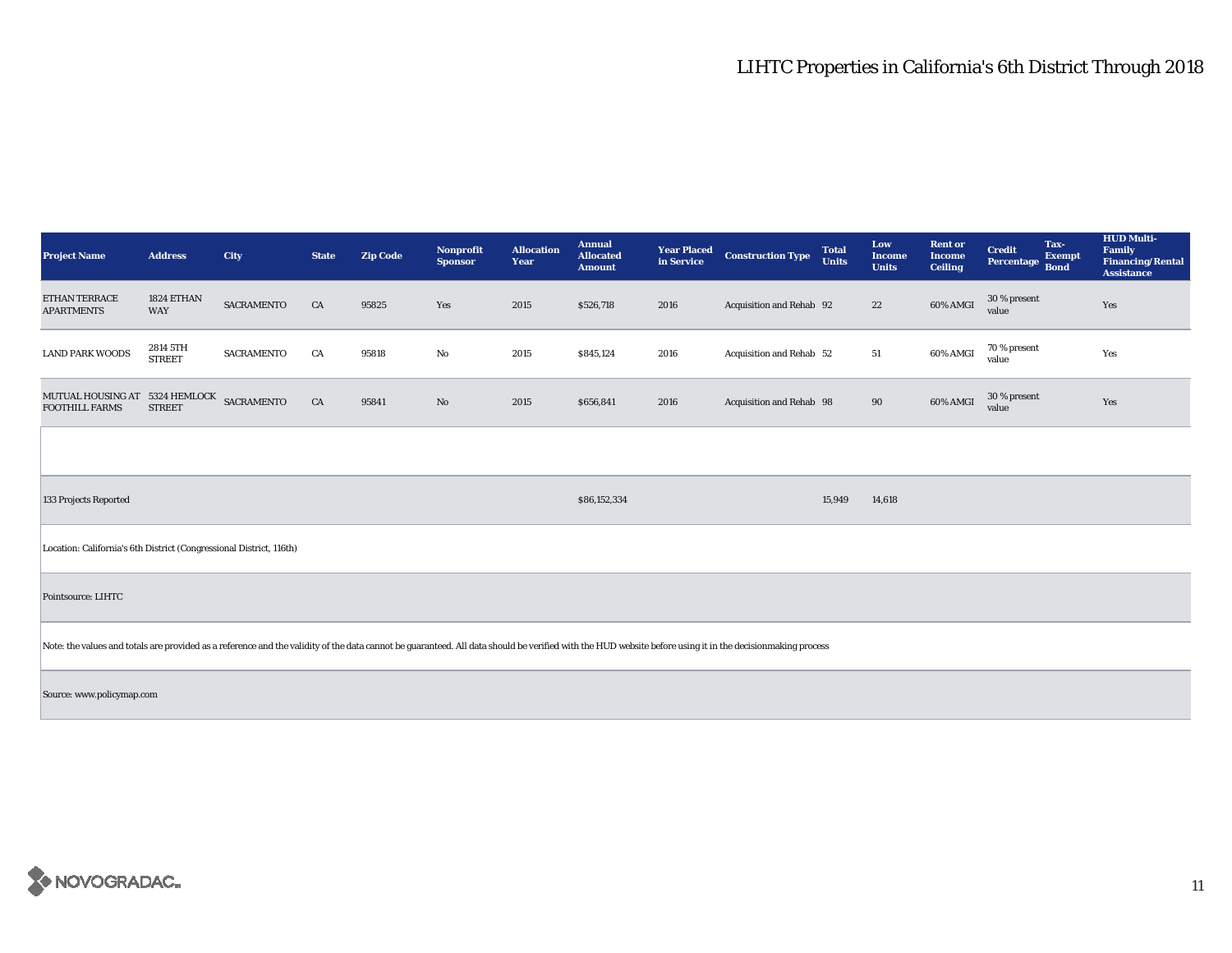| Project Name | Address | City | State | Zip Code | Nonprofit Sponsor | Allocation Year | Annual Allocated Amount | Year Placed in Service | Construction Type | Total Units | Low Income Units | Rent or Income Ceiling | Credit Percentage | Tax-Exempt Bond | HUD Multi-Family Financing/Rental Assistance |
|---|---|---|---|---|---|---|---|---|---|---|---|---|---|---|---|
| ETHAN TERRACE APARTMENTS | 1824 ETHAN WAY | SACRAMENTO | CA | 95825 | Yes | 2015 | $526,718 | 2016 | Acquisition and Rehab | 92 | 22 | 60% AMGI | 30 % present value | | Yes |
| LAND PARK WOODS | 2814 5TH STREET | SACRAMENTO | CA | 95818 | No | 2015 | $845,124 | 2016 | Acquisition and Rehab | 52 | 51 | 60% AMGI | 70 % present value | | Yes |
| MUTUAL HOUSING AT FOOTHILL FARMS | 5324 HEMLOCK STREET | SACRAMENTO | CA | 95841 | No | 2015 | $656,841 | 2016 | Acquisition and Rehab | 98 | 90 | 60% AMGI | 30 % present value | | Yes |
| | | | | | | | | | | | | | | | |
| 133 Projects Reported | | | | | | | $86,152,334 | | | 15,949 | 14,618 | | | | |

Location: California's 6th District (Congressional District, 116th)

Pointsource: LIHTC

Note: the values and totals are provided as a reference and the validity of the data cannot be guaranteed. All data should be verified with the HUD website before using it in the decisionmaking process

Source: www.policymap.com